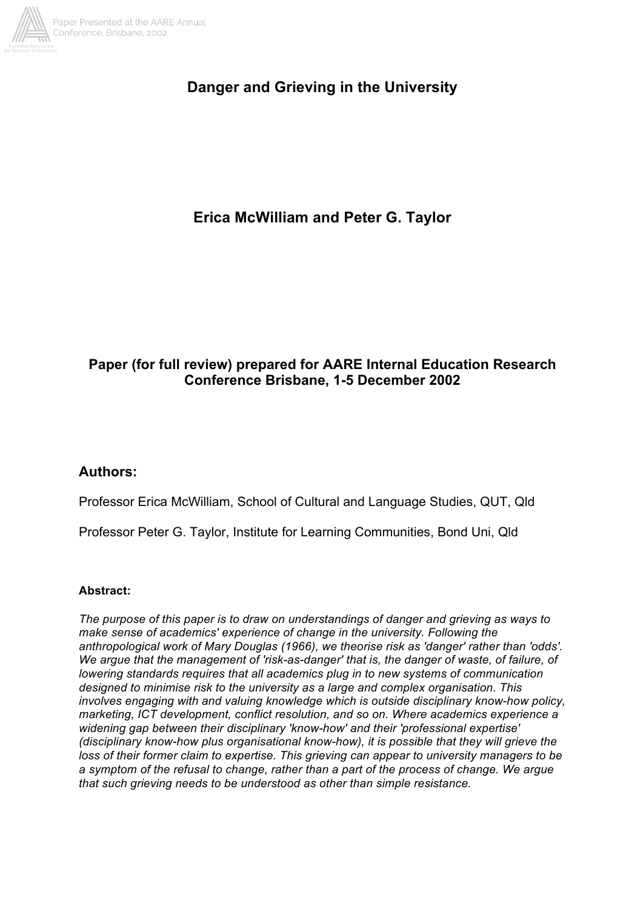# Danger and Grieving in the University

**Erica McWilliam and Peter G. Taylor**

**Paper (for full review) prepared for AARE Internal Education Research Conference Brisbane, 1-5 December 2002**

## Authors:

Professor Erica McWilliam, School of Cultural and Language Studies, QUT, Qld

Professor Peter G. Taylor, Institute for Learning Communities, Bond Uni, Qld

**Abstract:**

*The purpose of this paper is to draw on understandings of danger and grieving as ways to make sense of academics' experience of change in the university. Following the anthropological work of Mary Douglas (1966), we theorise risk as 'danger' rather than 'odds'. We argue that the management of 'risk-as-danger' that is, the danger of waste, of failure, of lowering standards requires that all academics plug in to new systems of communication designed to minimise risk to the university as a large and complex organisation. This involves engaging with and valuing knowledge which is outside disciplinary know-how policy, marketing, ICT development, conflict resolution, and so on. Where academics experience a widening gap between their disciplinary 'know-how' and their 'professional expertise' (disciplinary know-how plus organisational know-how), it is possible that they will grieve the loss of their former claim to expertise. This grieving can appear to university managers to be a symptom of the refusal to change, rather than a part of the process of change. We argue that such grieving needs to be understood as other than simple resistance.*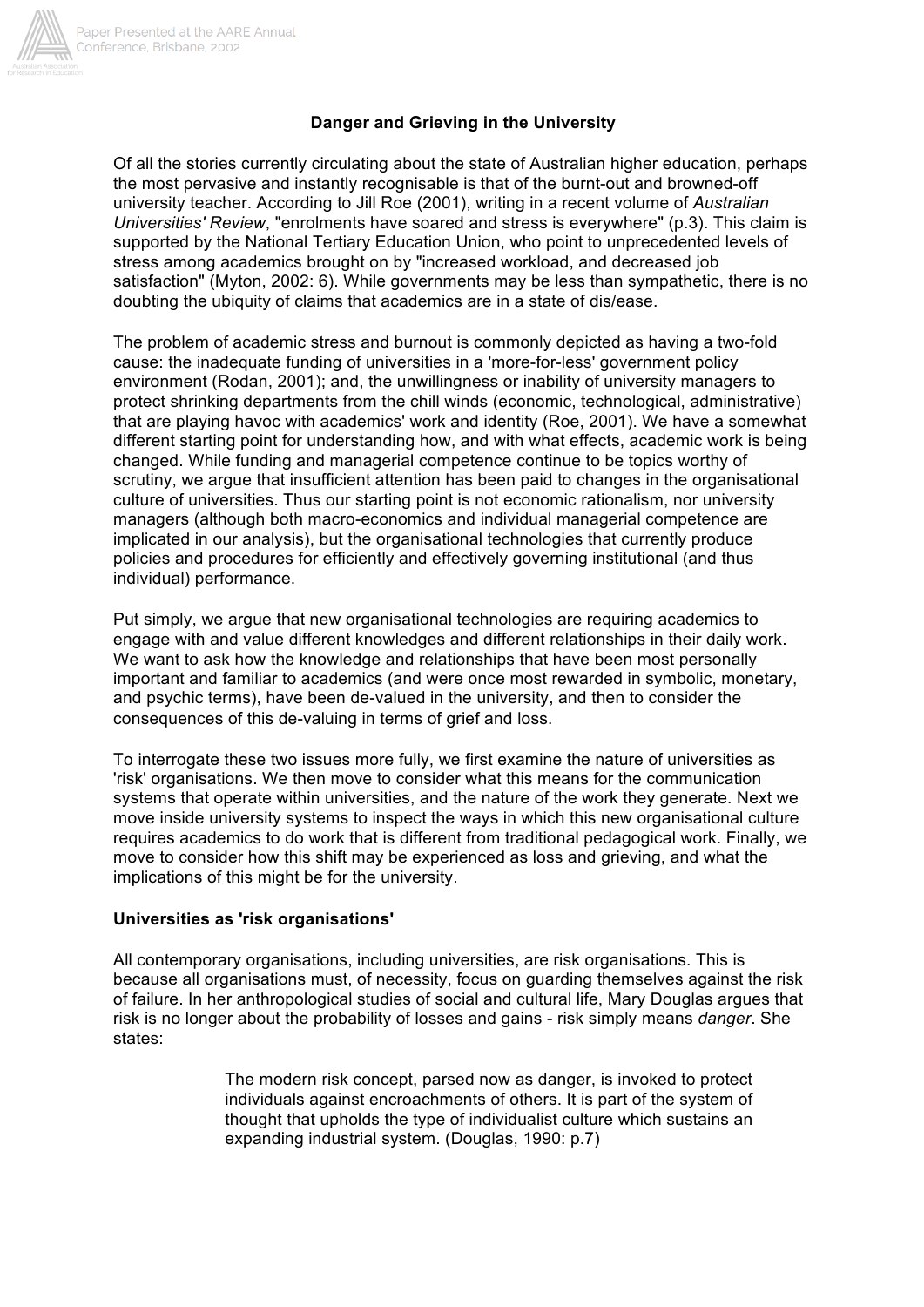## Danger and Grieving in the University

Of all the stories currently circulating about the state of Australian higher education, perhaps the most pervasive and instantly recognisable is that of the burnt-out and browned-off university teacher. According to Jill Roe (2001), writing in a recent volume of *Australian Universities' Review*, "enrolments have soared and stress is everywhere" (p.3). This claim is supported by the National Tertiary Education Union, who point to unprecedented levels of stress among academics brought on by "increased workload, and decreased job satisfaction" (Myton, 2002: 6). While governments may be less than sympathetic, there is no doubting the ubiquity of claims that academics are in a state of dis/ease.

The problem of academic stress and burnout is commonly depicted as having a two-fold cause: the inadequate funding of universities in a 'more-for-less' government policy environment (Rodan, 2001); and, the unwillingness or inability of university managers to protect shrinking departments from the chill winds (economic, technological, administrative) that are playing havoc with academics' work and identity (Roe, 2001). We have a somewhat different starting point for understanding how, and with what effects, academic work is being changed. While funding and managerial competence continue to be topics worthy of scrutiny, we argue that insufficient attention has been paid to changes in the organisational culture of universities. Thus our starting point is not economic rationalism, nor university managers (although both macro-economics and individual managerial competence are implicated in our analysis), but the organisational technologies that currently produce policies and procedures for efficiently and effectively governing institutional (and thus individual) performance.

Put simply, we argue that new organisational technologies are requiring academics to engage with and value different knowledges and different relationships in their daily work. We want to ask how the knowledge and relationships that have been most personally important and familiar to academics (and were once most rewarded in symbolic, monetary, and psychic terms), have been de-valued in the university, and then to consider the consequences of this de-valuing in terms of grief and loss.

To interrogate these two issues more fully, we first examine the nature of universities as 'risk' organisations. We then move to consider what this means for the communication systems that operate within universities, and the nature of the work they generate. Next we move inside university systems to inspect the ways in which this new organisational culture requires academics to do work that is different from traditional pedagogical work. Finally, we move to consider how this shift may be experienced as loss and grieving, and what the implications of this might be for the university.

### Universities as 'risk organisations'

All contemporary organisations, including universities, are risk organisations. This is because all organisations must, of necessity, focus on guarding themselves against the risk of failure. In her anthropological studies of social and cultural life, Mary Douglas argues that risk is no longer about the probability of losses and gains - risk simply means *danger*. She states:

> The modern risk concept, parsed now as danger, is invoked to protect individuals against encroachments of others. It is part of the system of thought that upholds the type of individualist culture which sustains an expanding industrial system. (Douglas, 1990: p.7)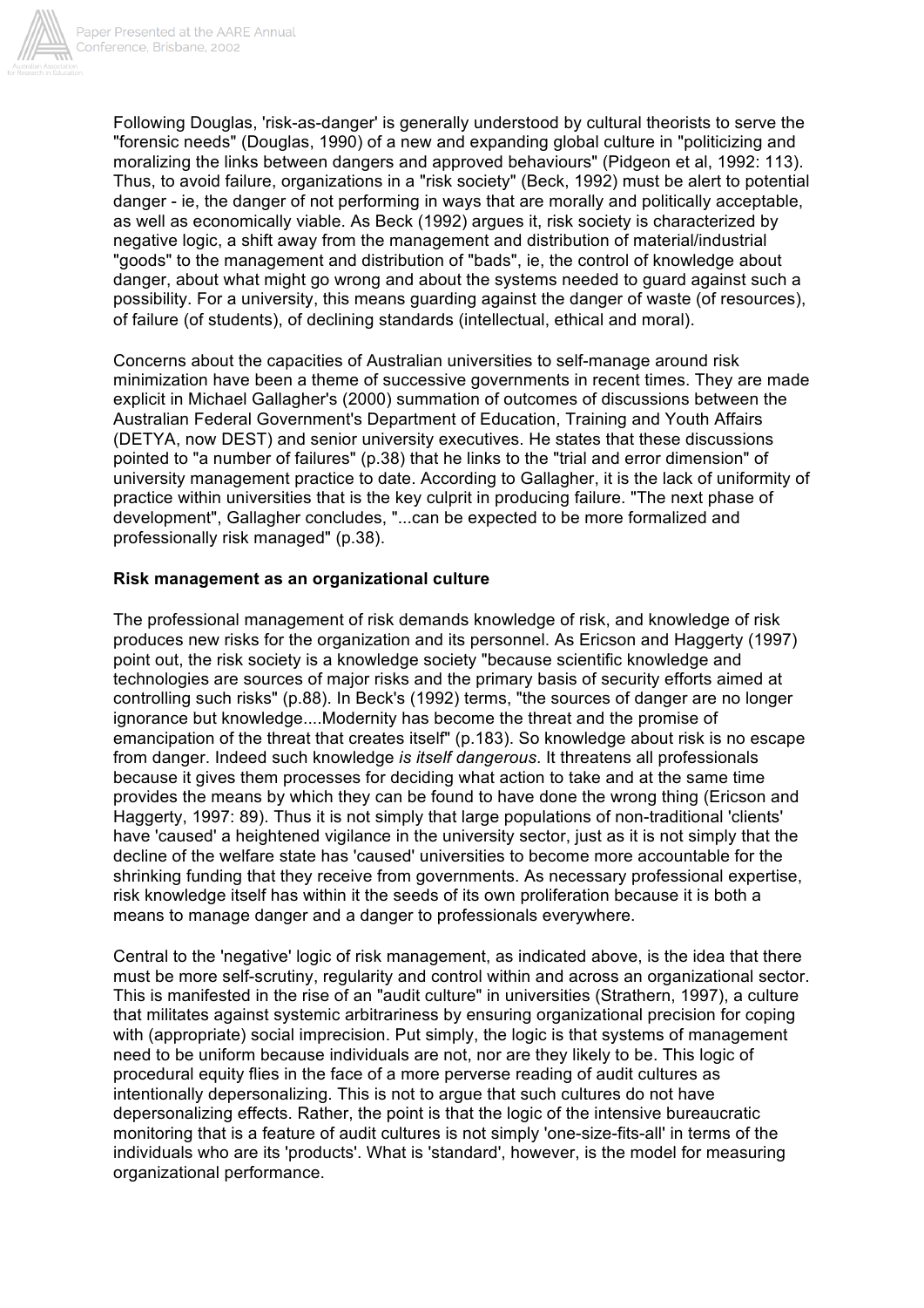Following Douglas, 'risk-as-danger' is generally understood by cultural theorists to serve the "forensic needs" (Douglas, 1990) of a new and expanding global culture in "politicizing and moralizing the links between dangers and approved behaviours" (Pidgeon et al, 1992: 113). Thus, to avoid failure, organizations in a "risk society" (Beck, 1992) must be alert to potential danger - ie, the danger of not performing in ways that are morally and politically acceptable, as well as economically viable. As Beck (1992) argues it, risk society is characterized by negative logic, a shift away from the management and distribution of material/industrial "goods" to the management and distribution of "bads", ie, the control of knowledge about danger, about what might go wrong and about the systems needed to guard against such a possibility. For a university, this means guarding against the danger of waste (of resources), of failure (of students), of declining standards (intellectual, ethical and moral).

Concerns about the capacities of Australian universities to self-manage around risk minimization have been a theme of successive governments in recent times. They are made explicit in Michael Gallagher's (2000) summation of outcomes of discussions between the Australian Federal Government's Department of Education, Training and Youth Affairs (DETYA, now DEST) and senior university executives. He states that these discussions pointed to "a number of failures" (p.38) that he links to the "trial and error dimension" of university management practice to date. According to Gallagher, it is the lack of uniformity of practice within universities that is the key culprit in producing failure. "The next phase of development", Gallagher concludes, "...can be expected to be more formalized and professionally risk managed" (p.38).

**Risk management as an organizational culture**

The professional management of risk demands knowledge of risk, and knowledge of risk produces new risks for the organization and its personnel. As Ericson and Haggerty (1997) point out, the risk society is a knowledge society "because scientific knowledge and technologies are sources of major risks and the primary basis of security efforts aimed at controlling such risks" (p.88). In Beck's (1992) terms, "the sources of danger are no longer ignorance but knowledge....Modernity has become the threat and the promise of emancipation of the threat that creates itself" (p.183). So knowledge about risk is no escape from danger. Indeed such knowledge *is itself dangerous*. It threatens all professionals because it gives them processes for deciding what action to take and at the same time provides the means by which they can be found to have done the wrong thing (Ericson and Haggerty, 1997: 89). Thus it is not simply that large populations of non-traditional 'clients' have 'caused' a heightened vigilance in the university sector, just as it is not simply that the decline of the welfare state has 'caused' universities to become more accountable for the shrinking funding that they receive from governments. As necessary professional expertise, risk knowledge itself has within it the seeds of its own proliferation because it is both a means to manage danger and a danger to professionals everywhere.

Central to the 'negative' logic of risk management, as indicated above, is the idea that there must be more self-scrutiny, regularity and control within and across an organizational sector. This is manifested in the rise of an "audit culture" in universities (Strathern, 1997), a culture that militates against systemic arbitrariness by ensuring organizational precision for coping with (appropriate) social imprecision. Put simply, the logic is that systems of management need to be uniform because individuals are not, nor are they likely to be. This logic of procedural equity flies in the face of a more perverse reading of audit cultures as intentionally depersonalizing. This is not to argue that such cultures do not have depersonalizing effects. Rather, the point is that the logic of the intensive bureaucratic monitoring that is a feature of audit cultures is not simply 'one-size-fits-all' in terms of the individuals who are its 'products'. What is 'standard', however, is the model for measuring organizational performance.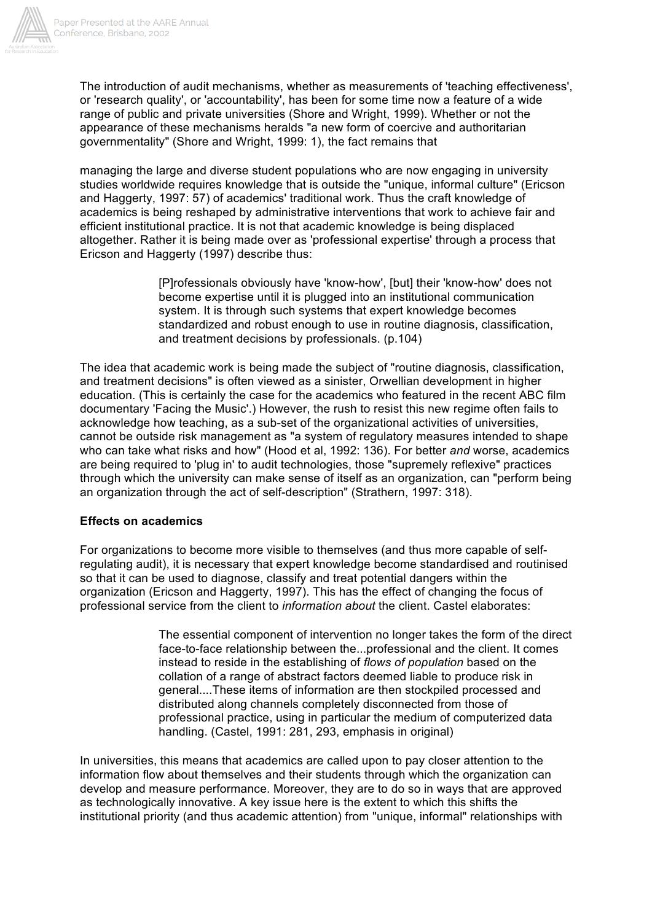The introduction of audit mechanisms, whether as measurements of 'teaching effectiveness', or 'research quality', or 'accountability', has been for some time now a feature of a wide range of public and private universities (Shore and Wright, 1999). Whether or not the appearance of these mechanisms heralds "a new form of coercive and authoritarian governmentality" (Shore and Wright, 1999: 1), the fact remains that

managing the large and diverse student populations who are now engaging in university studies worldwide requires knowledge that is outside the "unique, informal culture" (Ericson and Haggerty, 1997: 57) of academics' traditional work. Thus the craft knowledge of academics is being reshaped by administrative interventions that work to achieve fair and efficient institutional practice. It is not that academic knowledge is being displaced altogether. Rather it is being made over as 'professional expertise' through a process that Ericson and Haggerty (1997) describe thus:

> [P]rofessionals obviously have 'know-how', [but] their 'know-how' does not become expertise until it is plugged into an institutional communication system. It is through such systems that expert knowledge becomes standardized and robust enough to use in routine diagnosis, classification, and treatment decisions by professionals. (p.104)

The idea that academic work is being made the subject of "routine diagnosis, classification, and treatment decisions" is often viewed as a sinister, Orwellian development in higher education. (This is certainly the case for the academics who featured in the recent ABC film documentary 'Facing the Music'.) However, the rush to resist this new regime often fails to acknowledge how teaching, as a sub-set of the organizational activities of universities, cannot be outside risk management as "a system of regulatory measures intended to shape who can take what risks and how" (Hood et al, 1992: 136). For better *and* worse, academics are being required to 'plug in' to audit technologies, those "supremely reflexive" practices through which the university can make sense of itself as an organization, can "perform being an organization through the act of self-description" (Strathern, 1997: 318).

**Effects on academics**

For organizations to become more visible to themselves (and thus more capable of self-regulating audit), it is necessary that expert knowledge become standardised and routinised so that it can be used to diagnose, classify and treat potential dangers within the organization (Ericson and Haggerty, 1997). This has the effect of changing the focus of professional service from the client to *information about* the client. Castel elaborates:

> The essential component of intervention no longer takes the form of the direct face-to-face relationship between the...professional and the client. It comes instead to reside in the establishing of *flows of population* based on the collation of a range of abstract factors deemed liable to produce risk in general....These items of information are then stockpiled processed and distributed along channels completely disconnected from those of professional practice, using in particular the medium of computerized data handling. (Castel, 1991: 281, 293, emphasis in original)

In universities, this means that academics are called upon to pay closer attention to the information flow about themselves and their students through which the organization can develop and measure performance. Moreover, they are to do so in ways that are approved as technologically innovative. A key issue here is the extent to which this shifts the institutional priority (and thus academic attention) from "unique, informal" relationships with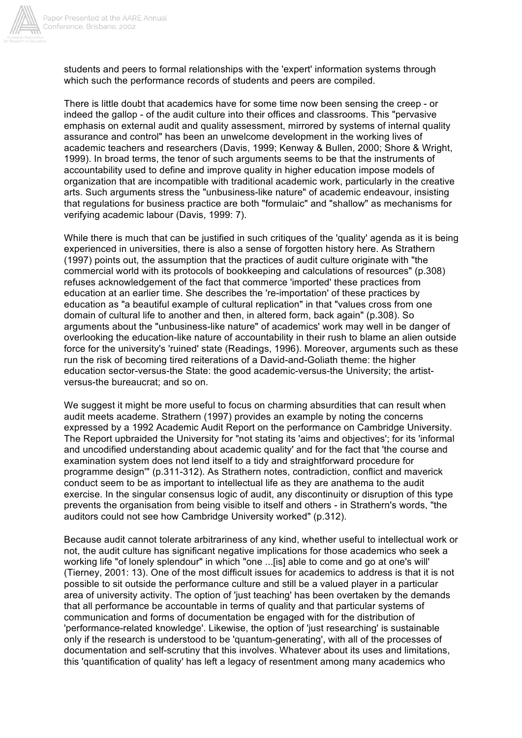students and peers to formal relationships with the 'expert' information systems through which such the performance records of students and peers are compiled.

There is little doubt that academics have for some time now been sensing the creep - or indeed the gallop - of the audit culture into their offices and classrooms. This "pervasive emphasis on external audit and quality assessment, mirrored by systems of internal quality assurance and control" has been an unwelcome development in the working lives of academic teachers and researchers (Davis, 1999; Kenway & Bullen, 2000; Shore & Wright, 1999). In broad terms, the tenor of such arguments seems to be that the instruments of accountability used to define and improve quality in higher education impose models of organization that are incompatible with traditional academic work, particularly in the creative arts. Such arguments stress the "unbusiness-like nature" of academic endeavour, insisting that regulations for business practice are both "formulaic" and "shallow" as mechanisms for verifying academic labour (Davis, 1999: 7).

While there is much that can be justified in such critiques of the 'quality' agenda as it is being experienced in universities, there is also a sense of forgotten history here. As Strathern (1997) points out, the assumption that the practices of audit culture originate with "the commercial world with its protocols of bookkeeping and calculations of resources" (p.308) refuses acknowledgement of the fact that commerce 'imported' these practices from education at an earlier time. She describes the 're-importation' of these practices by education as "a beautiful example of cultural replication" in that "values cross from one domain of cultural life to another and then, in altered form, back again" (p.308). So arguments about the "unbusiness-like nature" of academics' work may well in be danger of overlooking the education-like nature of accountability in their rush to blame an alien outside force for the university's 'ruined' state (Readings, 1996). Moreover, arguments such as these run the risk of becoming tired reiterations of a David-and-Goliath theme: the higher education sector-versus-the State: the good academic-versus-the University; the artist-versus-the bureaucrat; and so on.

We suggest it might be more useful to focus on charming absurdities that can result when audit meets academe. Strathern (1997) provides an example by noting the concerns expressed by a 1992 Academic Audit Report on the performance on Cambridge University. The Report upbraided the University for "not stating its 'aims and objectives'; for its 'informal and uncodified understanding about academic quality' and for the fact that 'the course and examination system does not lend itself to a tidy and straightforward procedure for programme design'" (p.311-312). As Strathern notes, contradiction, conflict and maverick conduct seem to be as important to intellectual life as they are anathema to the audit exercise. In the singular consensus logic of audit, any discontinuity or disruption of this type prevents the organisation from being visible to itself and others - in Strathern's words, "the auditors could not see how Cambridge University worked" (p.312).

Because audit cannot tolerate arbitrariness of any kind, whether useful to intellectual work or not, the audit culture has significant negative implications for those academics who seek a working life "of lonely splendour" in which "one ...[is] able to come and go at one's will' (Tierney, 2001: 13). One of the most difficult issues for academics to address is that it is not possible to sit outside the performance culture and still be a valued player in a particular area of university activity. The option of 'just teaching' has been overtaken by the demands that all performance be accountable in terms of quality and that particular systems of communication and forms of documentation be engaged with for the distribution of 'performance-related knowledge'. Likewise, the option of 'just researching' is sustainable only if the research is understood to be 'quantum-generating', with all of the processes of documentation and self-scrutiny that this involves. Whatever about its uses and limitations, this 'quantification of quality' has left a legacy of resentment among many academics who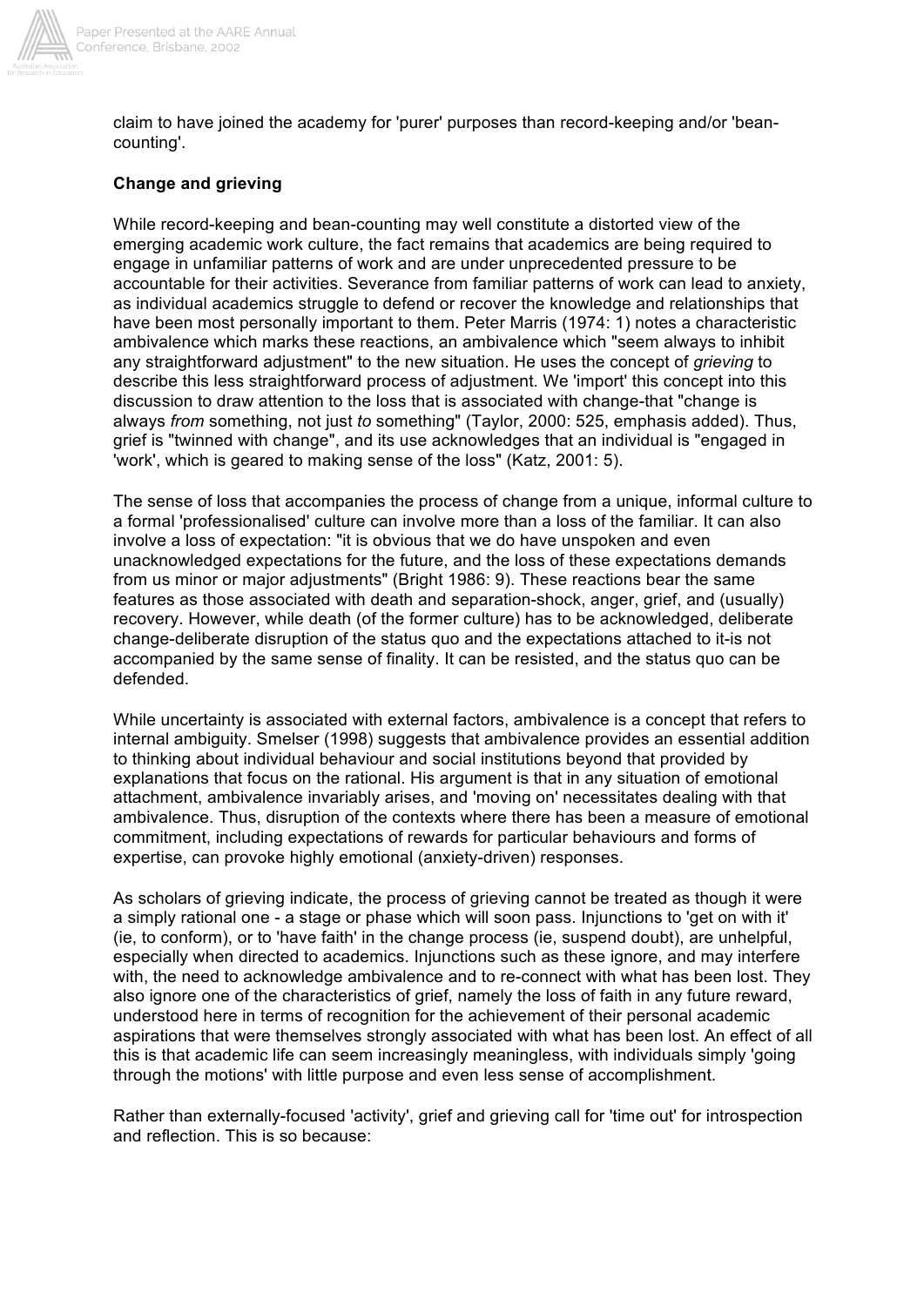claim to have joined the academy for 'purer' purposes than record-keeping and/or 'bean-counting'.

**Change and grieving**

While record-keeping and bean-counting may well constitute a distorted view of the emerging academic work culture, the fact remains that academics are being required to engage in unfamiliar patterns of work and are under unprecedented pressure to be accountable for their activities. Severance from familiar patterns of work can lead to anxiety, as individual academics struggle to defend or recover the knowledge and relationships that have been most personally important to them. Peter Marris (1974: 1) notes a characteristic ambivalence which marks these reactions, an ambivalence which "seem always to inhibit any straightforward adjustment" to the new situation. He uses the concept of *grieving* to describe this less straightforward process of adjustment. We 'import' this concept into this discussion to draw attention to the loss that is associated with change-that "change is always *from* something, not just *to* something" (Taylor, 2000: 525, emphasis added). Thus, grief is "twinned with change", and its use acknowledges that an individual is "engaged in 'work', which is geared to making sense of the loss" (Katz, 2001: 5).

The sense of loss that accompanies the process of change from a unique, informal culture to a formal 'professionalised' culture can involve more than a loss of the familiar. It can also involve a loss of expectation: "it is obvious that we do have unspoken and even unacknowledged expectations for the future, and the loss of these expectations demands from us minor or major adjustments" (Bright 1986: 9). These reactions bear the same features as those associated with death and separation-shock, anger, grief, and (usually) recovery. However, while death (of the former culture) has to be acknowledged, deliberate change-deliberate disruption of the status quo and the expectations attached to it-is not accompanied by the same sense of finality. It can be resisted, and the status quo can be defended.

While uncertainty is associated with external factors, ambivalence is a concept that refers to internal ambiguity. Smelser (1998) suggests that ambivalence provides an essential addition to thinking about individual behaviour and social institutions beyond that provided by explanations that focus on the rational. His argument is that in any situation of emotional attachment, ambivalence invariably arises, and 'moving on' necessitates dealing with that ambivalence. Thus, disruption of the contexts where there has been a measure of emotional commitment, including expectations of rewards for particular behaviours and forms of expertise, can provoke highly emotional (anxiety-driven) responses.

As scholars of grieving indicate, the process of grieving cannot be treated as though it were a simply rational one - a stage or phase which will soon pass. Injunctions to 'get on with it' (ie, to conform), or to 'have faith' in the change process (ie, suspend doubt), are unhelpful, especially when directed to academics. Injunctions such as these ignore, and may interfere with, the need to acknowledge ambivalence and to re-connect with what has been lost. They also ignore one of the characteristics of grief, namely the loss of faith in any future reward, understood here in terms of recognition for the achievement of their personal academic aspirations that were themselves strongly associated with what has been lost. An effect of all this is that academic life can seem increasingly meaningless, with individuals simply 'going through the motions' with little purpose and even less sense of accomplishment.

Rather than externally-focused 'activity', grief and grieving call for 'time out' for introspection and reflection. This is so because: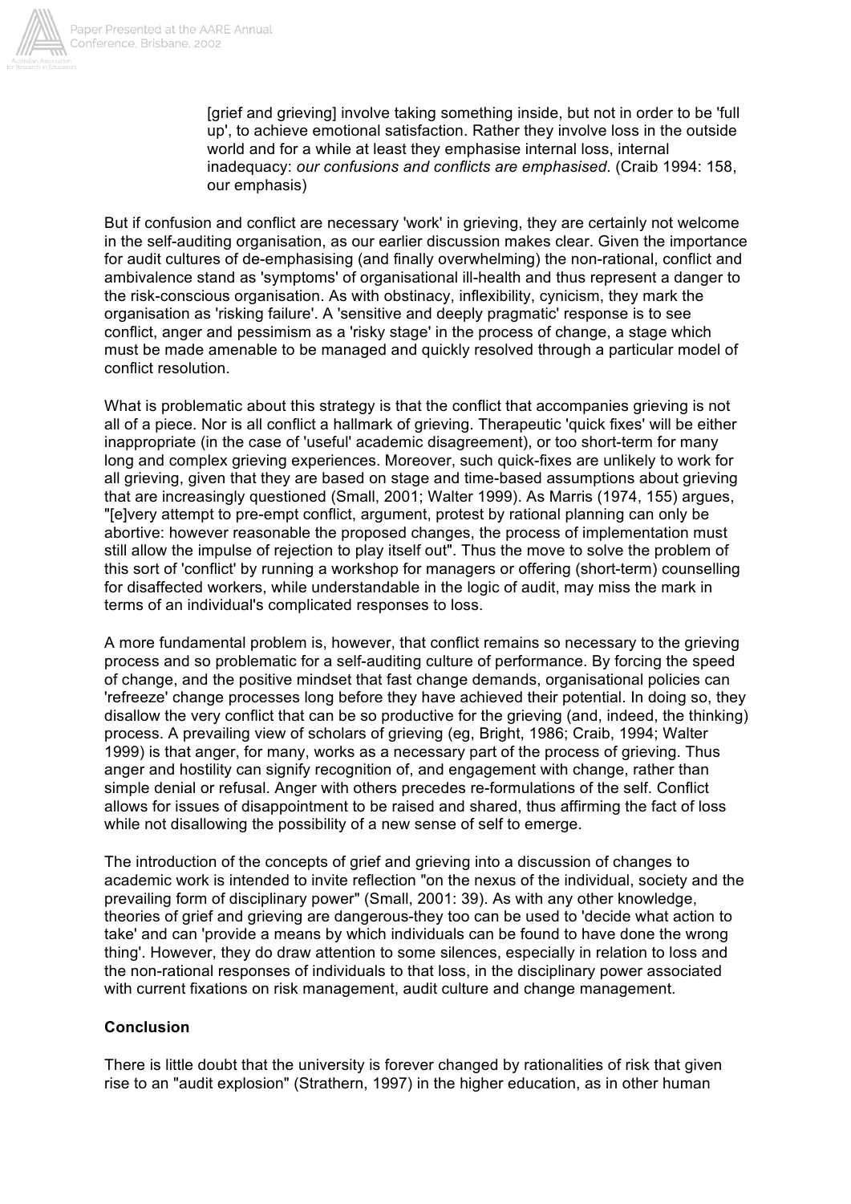> [grief and grieving] involve taking something inside, but not in order to be 'full up', to achieve emotional satisfaction. Rather they involve loss in the outside world and for a while at least they emphasise internal loss, internal inadequacy: *our confusions and conflicts are emphasised*. (Craib 1994: 158, our emphasis)

But if confusion and conflict are necessary 'work' in grieving, they are certainly not welcome in the self-auditing organisation, as our earlier discussion makes clear. Given the importance for audit cultures of de-emphasising (and finally overwhelming) the non-rational, conflict and ambivalence stand as 'symptoms' of organisational ill-health and thus represent a danger to the risk-conscious organisation. As with obstinacy, inflexibility, cynicism, they mark the organisation as 'risking failure'. A 'sensitive and deeply pragmatic' response is to see conflict, anger and pessimism as a 'risky stage' in the process of change, a stage which must be made amenable to be managed and quickly resolved through a particular model of conflict resolution.

What is problematic about this strategy is that the conflict that accompanies grieving is not all of a piece. Nor is all conflict a hallmark of grieving. Therapeutic 'quick fixes' will be either inappropriate (in the case of 'useful' academic disagreement), or too short-term for many long and complex grieving experiences. Moreover, such quick-fixes are unlikely to work for all grieving, given that they are based on stage and time-based assumptions about grieving that are increasingly questioned (Small, 2001; Walter 1999). As Marris (1974, 155) argues, "[e]very attempt to pre-empt conflict, argument, protest by rational planning can only be abortive: however reasonable the proposed changes, the process of implementation must still allow the impulse of rejection to play itself out". Thus the move to solve the problem of this sort of 'conflict' by running a workshop for managers or offering (short-term) counselling for disaffected workers, while understandable in the logic of audit, may miss the mark in terms of an individual's complicated responses to loss.

A more fundamental problem is, however, that conflict remains so necessary to the grieving process and so problematic for a self-auditing culture of performance. By forcing the speed of change, and the positive mindset that fast change demands, organisational policies can 'refreeze' change processes long before they have achieved their potential. In doing so, they disallow the very conflict that can be so productive for the grieving (and, indeed, the thinking) process. A prevailing view of scholars of grieving (eg, Bright, 1986; Craib, 1994; Walter 1999) is that anger, for many, works as a necessary part of the process of grieving. Thus anger and hostility can signify recognition of, and engagement with change, rather than simple denial or refusal. Anger with others precedes re-formulations of the self. Conflict allows for issues of disappointment to be raised and shared, thus affirming the fact of loss while not disallowing the possibility of a new sense of self to emerge.

The introduction of the concepts of grief and grieving into a discussion of changes to academic work is intended to invite reflection "on the nexus of the individual, society and the prevailing form of disciplinary power" (Small, 2001: 39). As with any other knowledge, theories of grief and grieving are dangerous-they too can be used to 'decide what action to take' and can 'provide a means by which individuals can be found to have done the wrong thing'. However, they do draw attention to some silences, especially in relation to loss and the non-rational responses of individuals to that loss, in the disciplinary power associated with current fixations on risk management, audit culture and change management.

## Conclusion

There is little doubt that the university is forever changed by rationalities of risk that given rise to an "audit explosion" (Strathern, 1997) in the higher education, as in other human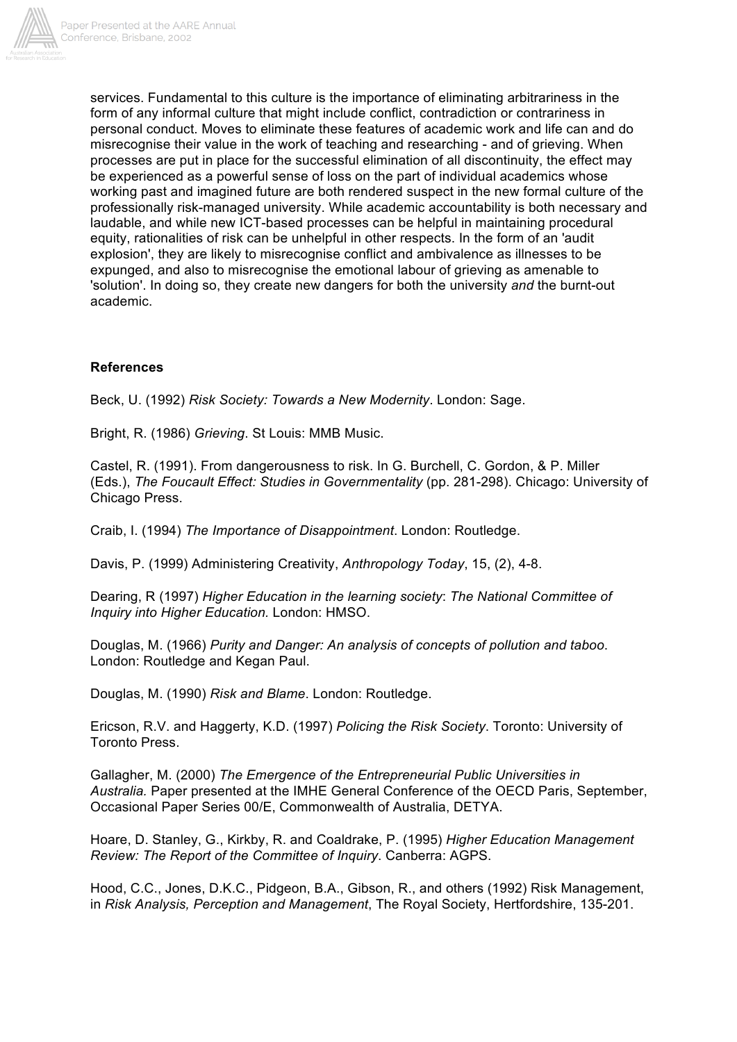services. Fundamental to this culture is the importance of eliminating arbitrariness in the form of any informal culture that might include conflict, contradiction or contrariness in personal conduct. Moves to eliminate these features of academic work and life can and do misrecognise their value in the work of teaching and researching - and of grieving. When processes are put in place for the successful elimination of all discontinuity, the effect may be experienced as a powerful sense of loss on the part of individual academics whose working past and imagined future are both rendered suspect in the new formal culture of the professionally risk-managed university. While academic accountability is both necessary and laudable, and while new ICT-based processes can be helpful in maintaining procedural equity, rationalities of risk can be unhelpful in other respects. In the form of an 'audit explosion', they are likely to misrecognise conflict and ambivalence as illnesses to be expunged, and also to misrecognise the emotional labour of grieving as amenable to 'solution'. In doing so, they create new dangers for both the university *and* the burnt-out academic.

**References**

Beck, U. (1992) *Risk Society: Towards a New Modernity*. London: Sage.

Bright, R. (1986) *Grieving*. St Louis: MMB Music.

Castel, R. (1991). From dangerousness to risk. In G. Burchell, C. Gordon, & P. Miller (Eds.), *The Foucault Effect: Studies in Governmentality* (pp. 281-298). Chicago: University of Chicago Press.

Craib, I. (1994) *The Importance of Disappointment*. London: Routledge.

Davis, P. (1999) Administering Creativity, *Anthropology Today*, 15, (2), 4-8.

Dearing, R (1997) *Higher Education in the learning society*: *The National Committee of Inquiry into Higher Education.* London: HMSO.

Douglas, M. (1966) *Purity and Danger: An analysis of concepts of pollution and taboo*. London: Routledge and Kegan Paul.

Douglas, M. (1990) *Risk and Blame*. London: Routledge.

Ericson, R.V. and Haggerty, K.D. (1997) *Policing the Risk Society*. Toronto: University of Toronto Press.

Gallagher, M. (2000) *The Emergence of the Entrepreneurial Public Universities in Australia.* Paper presented at the IMHE General Conference of the OECD Paris, September, Occasional Paper Series 00/E, Commonwealth of Australia, DETYA.

Hoare, D. Stanley, G., Kirkby, R. and Coaldrake, P. (1995) *Higher Education Management Review: The Report of the Committee of Inquiry*. Canberra: AGPS.

Hood, C.C., Jones, D.K.C., Pidgeon, B.A., Gibson, R., and others (1992) Risk Management, in *Risk Analysis, Perception and Management*, The Royal Society, Hertfordshire, 135-201.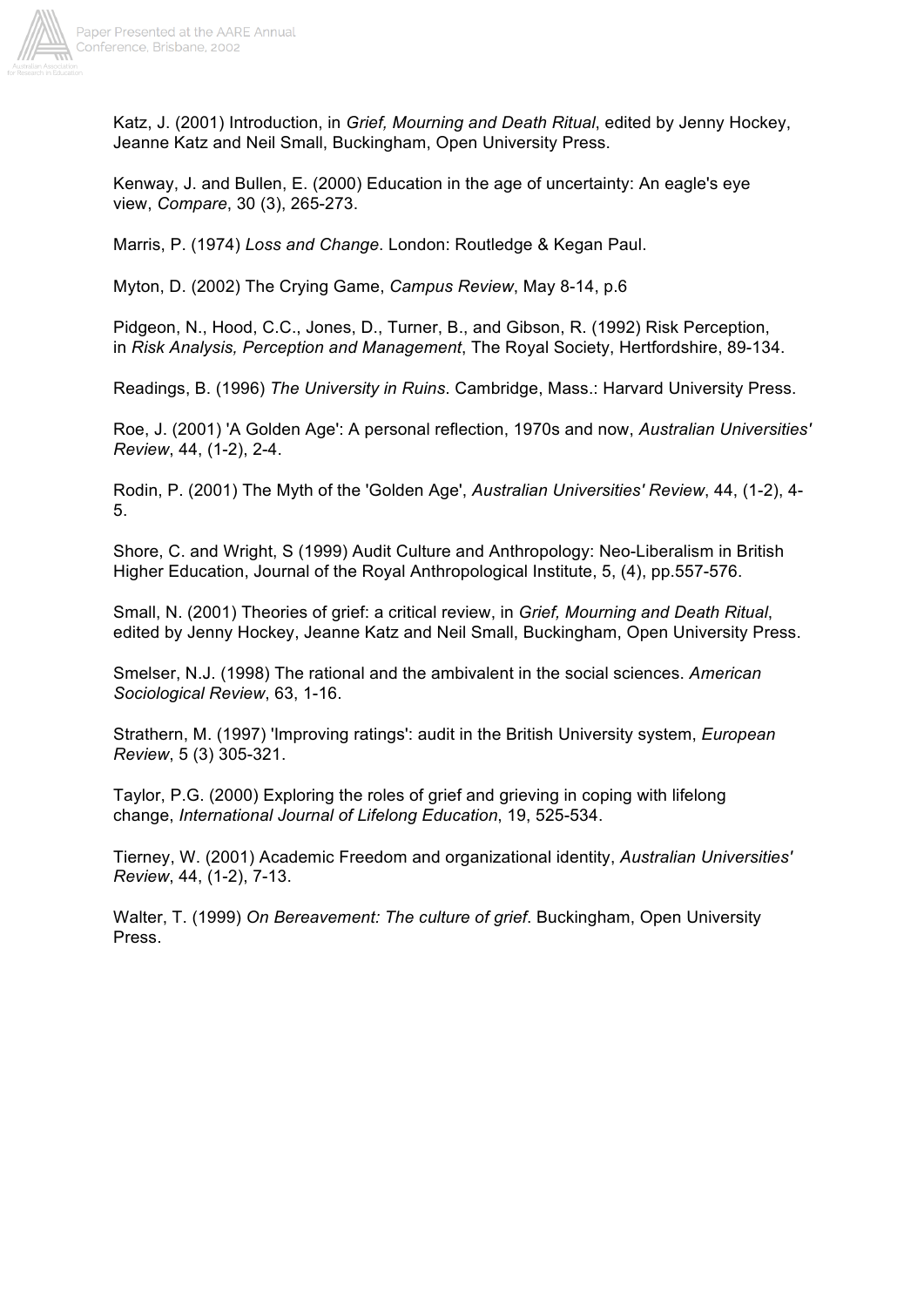Katz, J. (2001) Introduction, in *Grief, Mourning and Death Ritual*, edited by Jenny Hockey, Jeanne Katz and Neil Small, Buckingham, Open University Press.

Kenway, J. and Bullen, E. (2000) Education in the age of uncertainty: An eagle's eye view, *Compare*, 30 (3), 265-273.

Marris, P. (1974) *Loss and Change*. London: Routledge & Kegan Paul.

Myton, D. (2002) The Crying Game, *Campus Review*, May 8-14, p.6

Pidgeon, N., Hood, C.C., Jones, D., Turner, B., and Gibson, R. (1992) Risk Perception, in *Risk Analysis, Perception and Management*, The Royal Society, Hertfordshire, 89-134.

Readings, B. (1996) *The University in Ruins*. Cambridge, Mass.: Harvard University Press.

Roe, J. (2001) 'A Golden Age': A personal reflection, 1970s and now, *Australian Universities' Review*, 44, (1-2), 2-4.

Rodin, P. (2001) The Myth of the 'Golden Age', *Australian Universities' Review*, 44, (1-2), 4-5.

Shore, C. and Wright, S (1999) Audit Culture and Anthropology: Neo-Liberalism in British Higher Education, Journal of the Royal Anthropological Institute, 5, (4), pp.557-576.

Small, N. (2001) Theories of grief: a critical review, in *Grief, Mourning and Death Ritual*, edited by Jenny Hockey, Jeanne Katz and Neil Small, Buckingham, Open University Press.

Smelser, N.J. (1998) The rational and the ambivalent in the social sciences. *American Sociological Review*, 63, 1-16.

Strathern, M. (1997) 'Improving ratings': audit in the British University system, *European Review*, 5 (3) 305-321.

Taylor, P.G. (2000) Exploring the roles of grief and grieving in coping with lifelong change, *International Journal of Lifelong Education*, 19, 525-534.

Tierney, W. (2001) Academic Freedom and organizational identity, *Australian Universities' Review*, 44, (1-2), 7-13.

Walter, T. (1999) *On Bereavement: The culture of grief*. Buckingham, Open University Press.